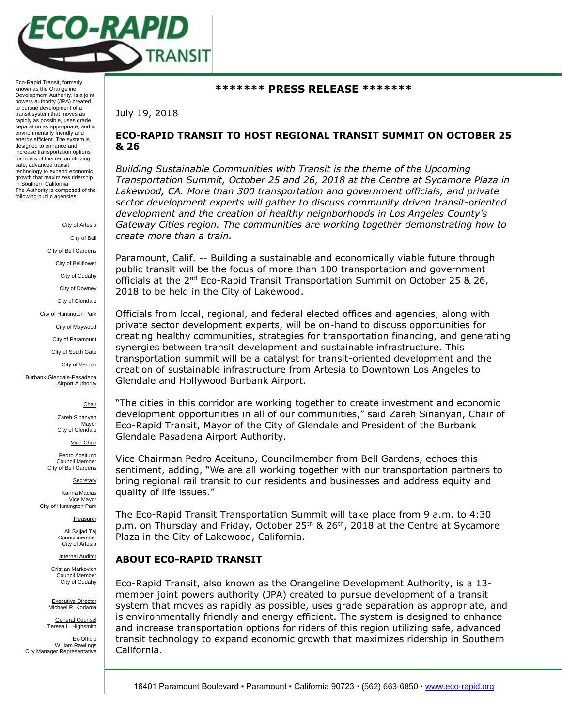# ECO-RAPID TRANSIT

Eco-Rapid Transit, formerly known as the Orangeline Development Authority, is a joint powers authority (JPA) created to pursue development of a transit system that moves as rapidly as possible, uses grade separation as appropriate, and is environmentally friendly and energy efficient. The system is designed to enhance and increase transportation options for riders of this region utilizing safe, advanced transit technology to expand economic growth that maximizes ridership in Southern California.
The Authority is composed of the following public agencies:

City of Artesia
City of Bell
City of Bell Gardens
City of Bellflower
City of Cudahy
City of Downey
City of Glendale
City of Huntington Park
City of Maywood
City of Paramount
City of South Gate
City of Vernon
Burbank-Glendale-Pasadena Airport Authority

Chair
Zareh Sinanyan
Mayor
City of Glendale

Vice-Chair
Pedro Aceituno
Council Member
City of Bell Gardens

Secretary
Karina Macias
Vice Mayor
City of Huntington Park

Treasurer
Ali Sajjad Taj
Councilmember
City of Artesia

Internal Auditor
Cristian Markovich
Council Member
City of Cudahy

Executive Director
Michael R. Kodama

General Counsel
Teresa L. Highsmith

Ex-Officio
William Rawlings
City Manager Representative

**\*\*\*\*\*\*\* PRESS RELEASE \*\*\*\*\*\*\***

July 19, 2018

## ECO-RAPID TRANSIT TO HOST REGIONAL TRANSIT SUMMIT ON OCTOBER 25 & 26

*Building Sustainable Communities with Transit is the theme of the Upcoming Transportation Summit, October 25 and 26, 2018 at the Centre at Sycamore Plaza in Lakewood, CA. More than 300 transportation and government officials, and private sector development experts will gather to discuss community driven transit-oriented development and the creation of healthy neighborhoods in Los Angeles County's Gateway Cities region. The communities are working together demonstrating how to create more than a train.*

Paramount, Calif. -- Building a sustainable and economically viable future through public transit will be the focus of more than 100 transportation and government officials at the 2nd Eco-Rapid Transit Transportation Summit on October 25 & 26, 2018 to be held in the City of Lakewood.

Officials from local, regional, and federal elected offices and agencies, along with private sector development experts, will be on-hand to discuss opportunities for creating healthy communities, strategies for transportation financing, and generating synergies between transit development and sustainable infrastructure. This transportation summit will be a catalyst for transit-oriented development and the creation of sustainable infrastructure from Artesia to Downtown Los Angeles to Glendale and Hollywood Burbank Airport.

"The cities in this corridor are working together to create investment and economic development opportunities in all of our communities," said Zareh Sinanyan, Chair of Eco-Rapid Transit, Mayor of the City of Glendale and President of the Burbank Glendale Pasadena Airport Authority.

Vice Chairman Pedro Aceituno, Councilmember from Bell Gardens, echoes this sentiment, adding, "We are all working together with our transportation partners to bring regional rail transit to our residents and businesses and address equity and quality of life issues."

The Eco-Rapid Transit Transportation Summit will take place from 9 a.m. to 4:30 p.m. on Thursday and Friday, October 25th & 26th, 2018 at the Centre at Sycamore Plaza in the City of Lakewood, California.

## ABOUT ECO-RAPID TRANSIT

Eco-Rapid Transit, also known as the Orangeline Development Authority, is a 13-member joint powers authority (JPA) created to pursue development of a transit system that moves as rapidly as possible, uses grade separation as appropriate, and is environmentally friendly and energy efficient. The system is designed to enhance and increase transportation options for riders of this region utilizing safe, advanced transit technology to expand economic growth that maximizes ridership in Southern California.

16401 Paramount Boulevard ▪ Paramount ▪ California 90723 · (562) 663-6850 · www.eco-rapid.org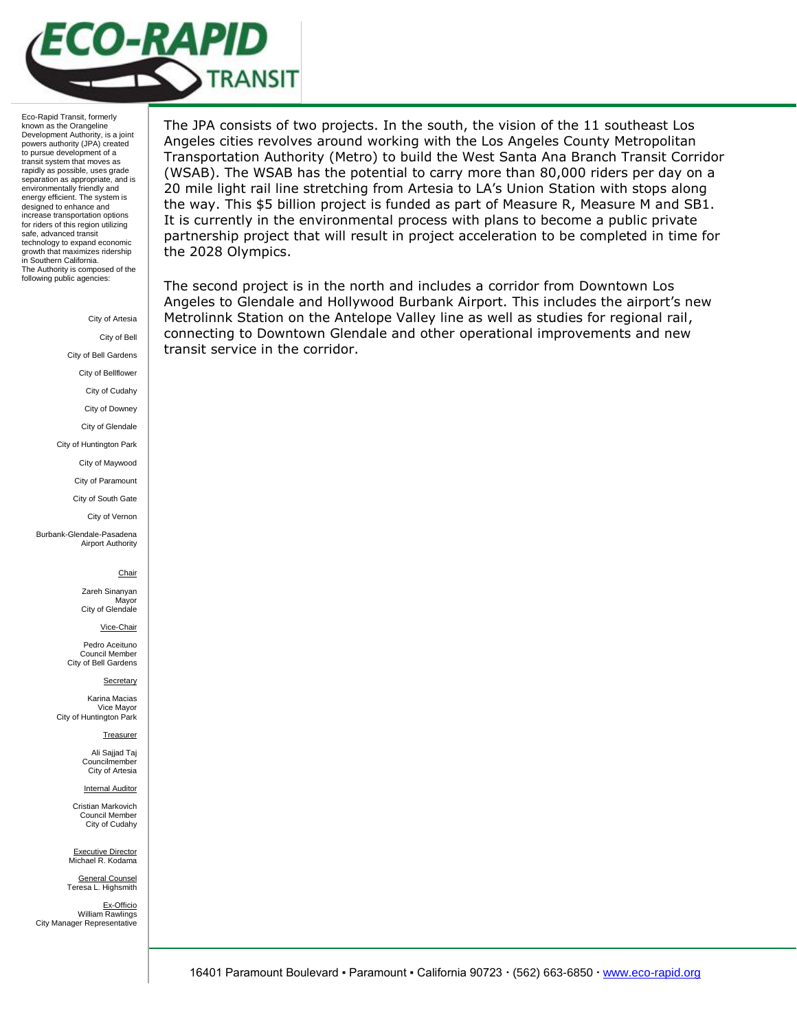# ECO-RAPID TRANSIT

Eco-Rapid Transit, formerly known as the Orangeline Development Authority, is a joint powers authority (JPA) created to pursue development of a transit system that moves as rapidly as possible, uses grade separation as appropriate, and is environmentally friendly and energy efficient. The system is designed to enhance and increase transportation options for riders of this region utilizing safe, advanced transit technology to expand economic growth that maximizes ridership in Southern California.
The Authority is composed of the following public agencies:

City of Artesia
City of Bell
City of Bell Gardens
City of Bellflower
City of Cudahy
City of Downey
City of Glendale
City of Huntington Park
City of Maywood
City of Paramount
City of South Gate
City of Vernon
Burbank-Glendale-Pasadena Airport Authority

Chair
Zareh Sinanyan
Mayor
City of Glendale

Vice-Chair
Pedro Aceituno
Council Member
City of Bell Gardens

Secretary
Karina Macias
Vice Mayor
City of Huntington Park

Treasurer
Ali Sajjad Taj
Councilmember
City of Artesia

Internal Auditor
Cristian Markovich
Council Member
City of Cudahy

Executive Director
Michael R. Kodama

General Counsel
Teresa L. Highsmith

Ex-Officio
William Rawlings
City Manager Representative

The JPA consists of two projects. In the south, the vision of the 11 southeast Los Angeles cities revolves around working with the Los Angeles County Metropolitan Transportation Authority (Metro) to build the West Santa Ana Branch Transit Corridor (WSAB). The WSAB has the potential to carry more than 80,000 riders per day on a 20 mile light rail line stretching from Artesia to LA's Union Station with stops along the way. This $5 billion project is funded as part of Measure R, Measure M and SB1. It is currently in the environmental process with plans to become a public private partnership project that will result in project acceleration to be completed in time for the 2028 Olympics.

The second project is in the north and includes a corridor from Downtown Los Angeles to Glendale and Hollywood Burbank Airport. This includes the airport's new Metrolinnk Station on the Antelope Valley line as well as studies for regional rail, connecting to Downtown Glendale and other operational improvements and new transit service in the corridor.

16401 Paramount Boulevard ▪ Paramount ▪ California 90723 · (562) 663-6850 · www.eco-rapid.org